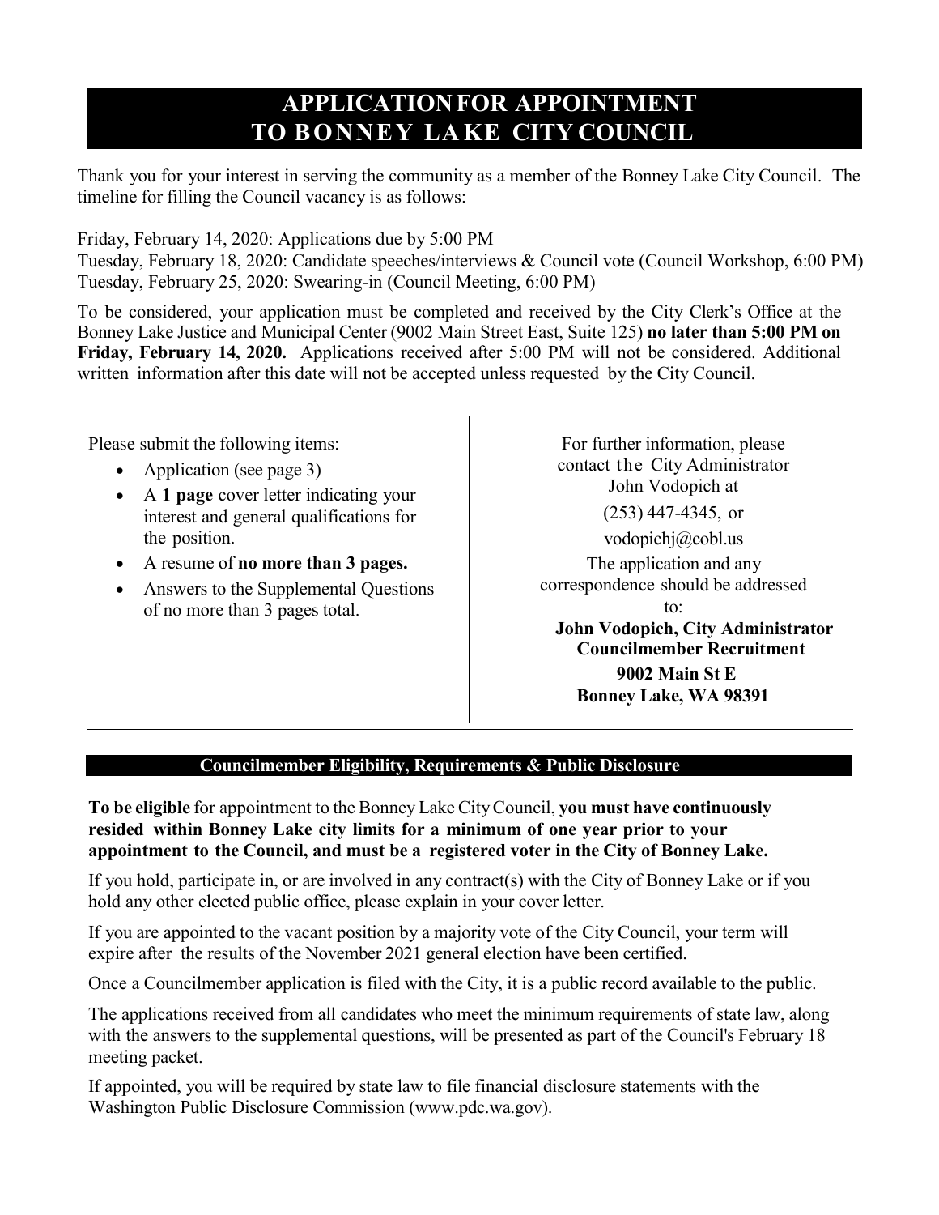# APPLICATION FOR APPOINTMENT TO BONNEY LAKE CITY COUNCIL

Thank you for your interest in serving the community as a member of the Bonney Lake City Council. The timeline for filling the Council vacancy is as follows:

Friday, February 14, 2020: Applications due by 5:00 PM
Tuesday, February 18, 2020: Candidate speeches/interviews & Council vote (Council Workshop, 6:00 PM)
Tuesday, February 25, 2020: Swearing-in (Council Meeting, 6:00 PM)

To be considered, your application must be completed and received by the City Clerk's Office at the Bonney Lake Justice and Municipal Center (9002 Main Street East, Suite 125) **no later than 5:00 PM on Friday, February 14, 2020.** Applications received after 5:00 PM will not be considered. Additional written information after this date will not be accepted unless requested by the City Council.

---

Please submit the following items:

- Application (see page 3)
- A **1 page** cover letter indicating your interest and general qualifications for the position.
- A resume of **no more than 3 pages.**
- Answers to the Supplemental Questions of no more than 3 pages total.

For further information, please contact the City Administrator John Vodopich at

(253) 447-4345, or

vodopichj@cobl.us

The application and any correspondence should be addressed to:

**John Vodopich, City Administrator**
**Councilmember Recruitment**
**9002 Main St E**
**Bonney Lake, WA 98391**

---

## Councilmember Eligibility, Requirements & Public Disclosure

**To be eligible** for appointment to the Bonney Lake City Council, **you must have continuously resided within Bonney Lake city limits for a minimum of one year prior to your appointment to the Council, and must be a registered voter in the City of Bonney Lake.**

If you hold, participate in, or are involved in any contract(s) with the City of Bonney Lake or if you hold any other elected public office, please explain in your cover letter.

If you are appointed to the vacant position by a majority vote of the City Council, your term will expire after the results of the November 2021 general election have been certified.

Once a Councilmember application is filed with the City, it is a public record available to the public.

The applications received from all candidates who meet the minimum requirements of state law, along with the answers to the supplemental questions, will be presented as part of the Council's February 18 meeting packet.

If appointed, you will be required by state law to file financial disclosure statements with the Washington Public Disclosure Commission (www.pdc.wa.gov).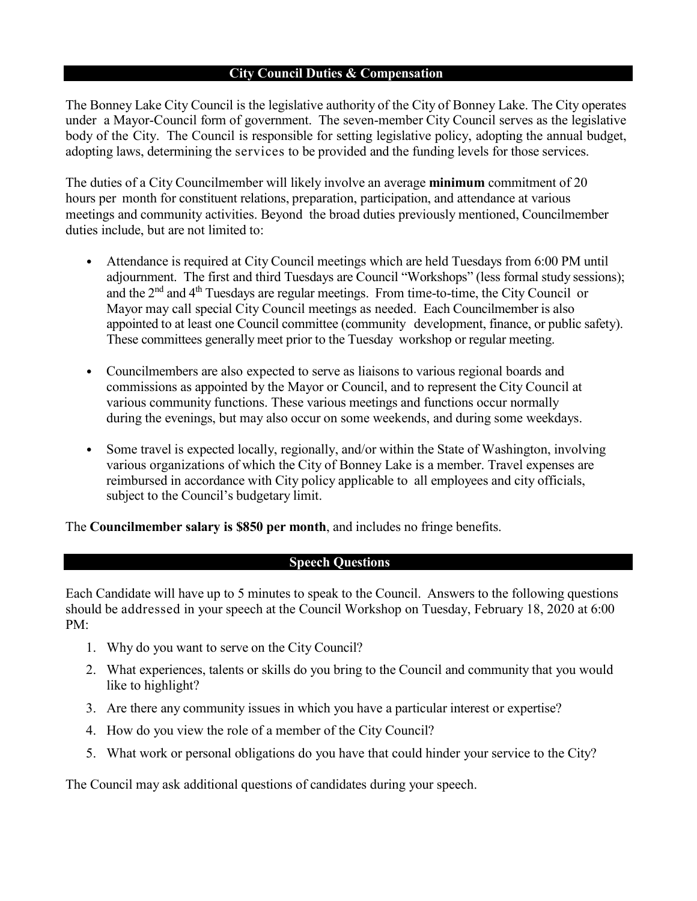## City Council Duties & Compensation

The Bonney Lake City Council is the legislative authority of the City of Bonney Lake. The City operates under a Mayor-Council form of government. The seven-member City Council serves as the legislative body of the City. The Council is responsible for setting legislative policy, adopting the annual budget, adopting laws, determining the services to be provided and the funding levels for those services.

The duties of a City Councilmember will likely involve an average **minimum** commitment of 20 hours per month for constituent relations, preparation, participation, and attendance at various meetings and community activities. Beyond the broad duties previously mentioned, Councilmember duties include, but are not limited to:

- Attendance is required at City Council meetings which are held Tuesdays from 6:00 PM until adjournment. The first and third Tuesdays are Council "Workshops" (less formal study sessions); and the 2nd and 4th Tuesdays are regular meetings. From time-to-time, the City Council or Mayor may call special City Council meetings as needed. Each Councilmember is also appointed to at least one Council committee (community development, finance, or public safety). These committees generally meet prior to the Tuesday workshop or regular meeting.
- Councilmembers are also expected to serve as liaisons to various regional boards and commissions as appointed by the Mayor or Council, and to represent the City Council at various community functions. These various meetings and functions occur normally during the evenings, but may also occur on some weekends, and during some weekdays.
- Some travel is expected locally, regionally, and/or within the State of Washington, involving various organizations of which the City of Bonney Lake is a member. Travel expenses are reimbursed in accordance with City policy applicable to all employees and city officials, subject to the Council's budgetary limit.

The **Councilmember salary is $850 per month**, and includes no fringe benefits.

## Speech Questions

Each Candidate will have up to 5 minutes to speak to the Council. Answers to the following questions should be addressed in your speech at the Council Workshop on Tuesday, February 18, 2020 at 6:00 PM:

1. Why do you want to serve on the City Council?
2. What experiences, talents or skills do you bring to the Council and community that you would like to highlight?
3. Are there any community issues in which you have a particular interest or expertise?
4. How do you view the role of a member of the City Council?
5. What work or personal obligations do you have that could hinder your service to the City?

The Council may ask additional questions of candidates during your speech.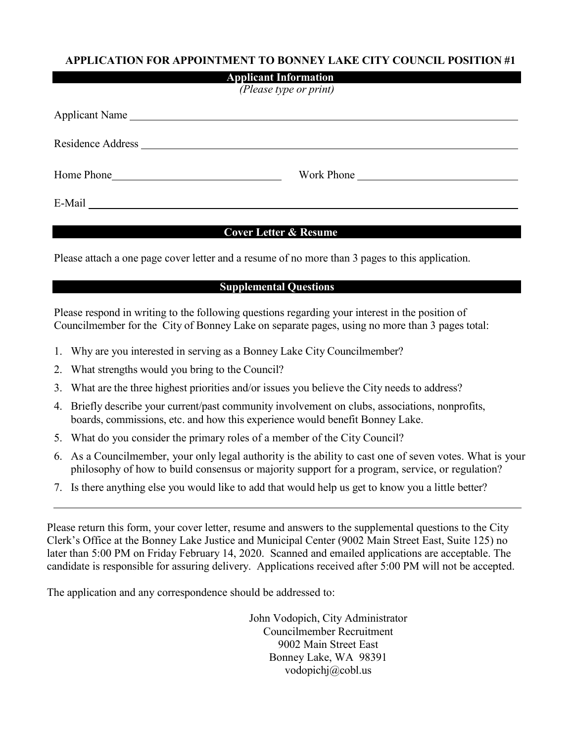# APPLICATION FOR APPOINTMENT TO BONNEY LAKE CITY COUNCIL POSITION #1

## Applicant Information

*(Please type or print)*

Applicant Name \_\_\_\_\_\_\_\_\_\_\_\_\_\_\_\_\_\_\_\_\_\_\_\_\_\_\_\_\_\_\_\_\_\_\_\_\_\_\_\_

Residence Address \_\_\_\_\_\_\_\_\_\_\_\_\_\_\_\_\_\_\_\_\_\_\_\_\_\_\_\_\_\_\_\_\_\_\_\_\_\_\_\_

Home Phone \_\_\_\_\_\_\_\_\_\_\_\_\_\_\_\_\_\_\_\_ Work Phone \_\_\_\_\_\_\_\_\_\_\_\_\_\_\_\_\_\_\_\_

E-Mail \_\_\_\_\_\_\_\_\_\_\_\_\_\_\_\_\_\_\_\_\_\_\_\_\_\_\_\_\_\_\_\_\_\_\_\_\_\_\_\_

## Cover Letter & Resume

Please attach a one page cover letter and a resume of no more than 3 pages to this application.

## Supplemental Questions

Please respond in writing to the following questions regarding your interest in the position of Councilmember for the City of Bonney Lake on separate pages, using no more than 3 pages total:

1. Why are you interested in serving as a Bonney Lake City Councilmember?
2. What strengths would you bring to the Council?
3. What are the three highest priorities and/or issues you believe the City needs to address?
4. Briefly describe your current/past community involvement on clubs, associations, nonprofits, boards, commissions, etc. and how this experience would benefit Bonney Lake.
5. What do you consider the primary roles of a member of the City Council?
6. As a Councilmember, your only legal authority is the ability to cast one of seven votes. What is your philosophy of how to build consensus or majority support for a program, service, or regulation?
7. Is there anything else you would like to add that would help us get to know you a little better?

---

Please return this form, your cover letter, resume and answers to the supplemental questions to the City Clerk's Office at the Bonney Lake Justice and Municipal Center (9002 Main Street East, Suite 125) no later than 5:00 PM on Friday February 14, 2020. Scanned and emailed applications are acceptable. The candidate is responsible for assuring delivery. Applications received after 5:00 PM will not be accepted.

The application and any correspondence should be addressed to:

John Vodopich, City Administrator
Councilmember Recruitment
9002 Main Street East
Bonney Lake, WA 98391
vodopichj@cobl.us